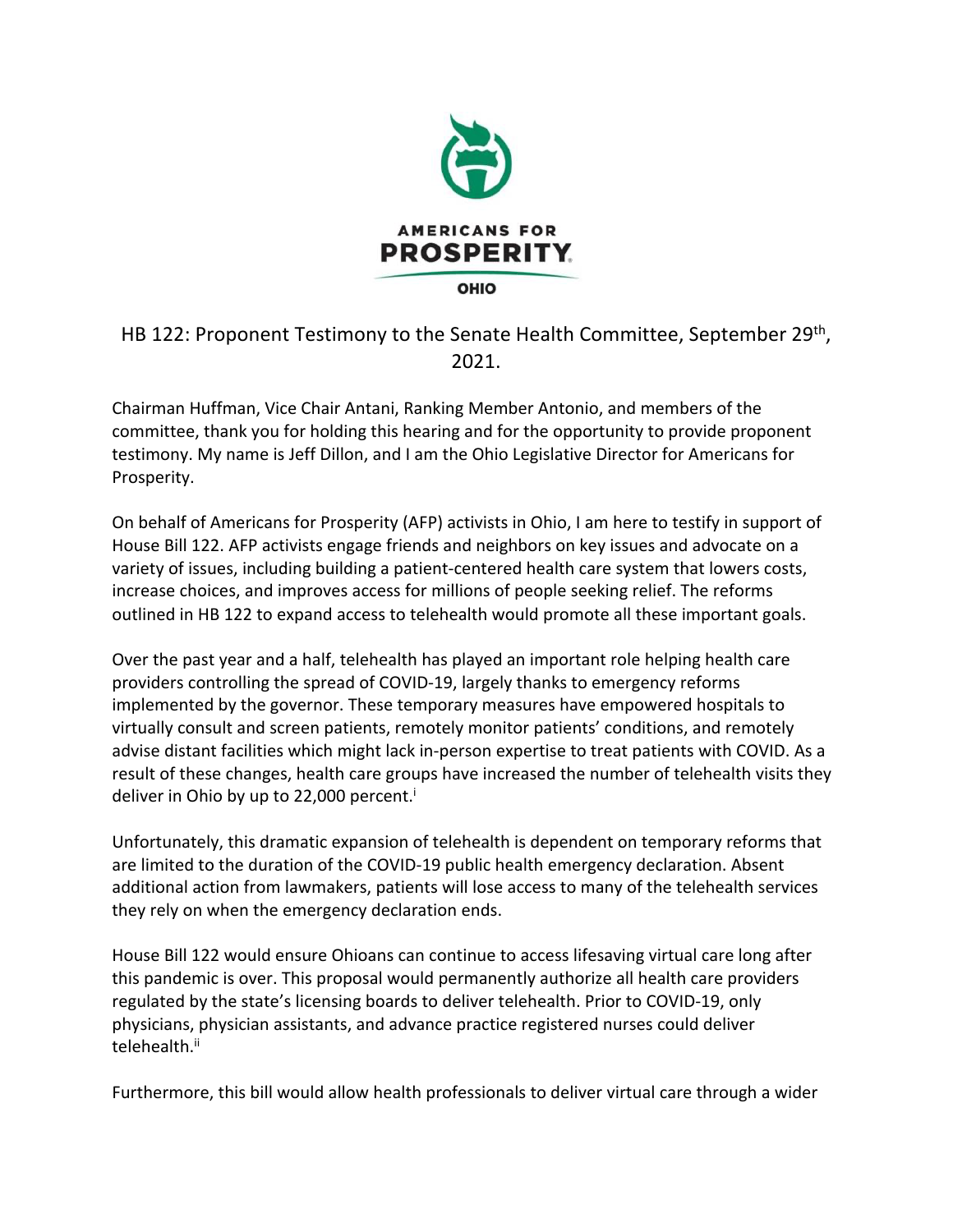AMERICANS FOR
**PROSPERITY**
OHIO

## HB 122: Proponent Testimony to the Senate Health Committee, September 29th, 2021.

Chairman Huffman, Vice Chair Antani, Ranking Member Antonio, and members of the committee, thank you for holding this hearing and for the opportunity to provide proponent testimony. My name is Jeff Dillon, and I am the Ohio Legislative Director for Americans for Prosperity.

On behalf of Americans for Prosperity (AFP) activists in Ohio, I am here to testify in support of House Bill 122. AFP activists engage friends and neighbors on key issues and advocate on a variety of issues, including building a patient-centered health care system that lowers costs, increase choices, and improves access for millions of people seeking relief. The reforms outlined in HB 122 to expand access to telehealth would promote all these important goals.

Over the past year and a half, telehealth has played an important role helping health care providers controlling the spread of COVID-19, largely thanks to emergency reforms implemented by the governor. These temporary measures have empowered hospitals to virtually consult and screen patients, remotely monitor patients' conditions, and remotely advise distant facilities which might lack in-person expertise to treat patients with COVID. As a result of these changes, health care groups have increased the number of telehealth visits they deliver in Ohio by up to 22,000 percent.[i]

Unfortunately, this dramatic expansion of telehealth is dependent on temporary reforms that are limited to the duration of the COVID-19 public health emergency declaration. Absent additional action from lawmakers, patients will lose access to many of the telehealth services they rely on when the emergency declaration ends.

House Bill 122 would ensure Ohioans can continue to access lifesaving virtual care long after this pandemic is over. This proposal would permanently authorize all health care providers regulated by the state's licensing boards to deliver telehealth. Prior to COVID-19, only physicians, physician assistants, and advance practice registered nurses could deliver telehealth.[ii]

Furthermore, this bill would allow health professionals to deliver virtual care through a wider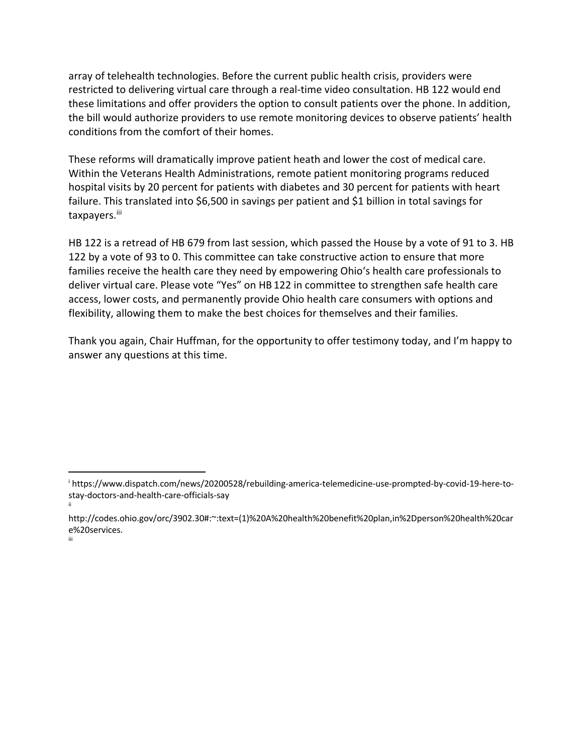array of telehealth technologies. Before the current public health crisis, providers were restricted to delivering virtual care through a real-time video consultation. HB 122 would end these limitations and offer providers the option to consult patients over the phone. In addition, the bill would authorize providers to use remote monitoring devices to observe patients' health conditions from the comfort of their homes.

These reforms will dramatically improve patient heath and lower the cost of medical care. Within the Veterans Health Administrations, remote patient monitoring programs reduced hospital visits by 20 percent for patients with diabetes and 30 percent for patients with heart failure. This translated into $6,500 in savings per patient and $1 billion in total savings for taxpayers.[iii]

HB 122 is a retread of HB 679 from last session, which passed the House by a vote of 91 to 3. HB 122 by a vote of 93 to 0. This committee can take constructive action to ensure that more families receive the health care they need by empowering Ohio's health care professionals to deliver virtual care. Please vote "Yes" on HB 122 in committee to strengthen safe health care access, lower costs, and permanently provide Ohio health care consumers with options and flexibility, allowing them to make the best choices for themselves and their families.

Thank you again, Chair Huffman, for the opportunity to offer testimony today, and I'm happy to answer any questions at this time.

---

[i] https://www.dispatch.com/news/20200528/rebuilding-america-telemedicine-use-prompted-by-covid-19-here-to-stay-doctors-and-health-care-officials-say

[ii] http://codes.ohio.gov/orc/3902.30#:~:text=(1)%20A%20health%20benefit%20plan,in%2Dperson%20health%20care%20services.

[iii]